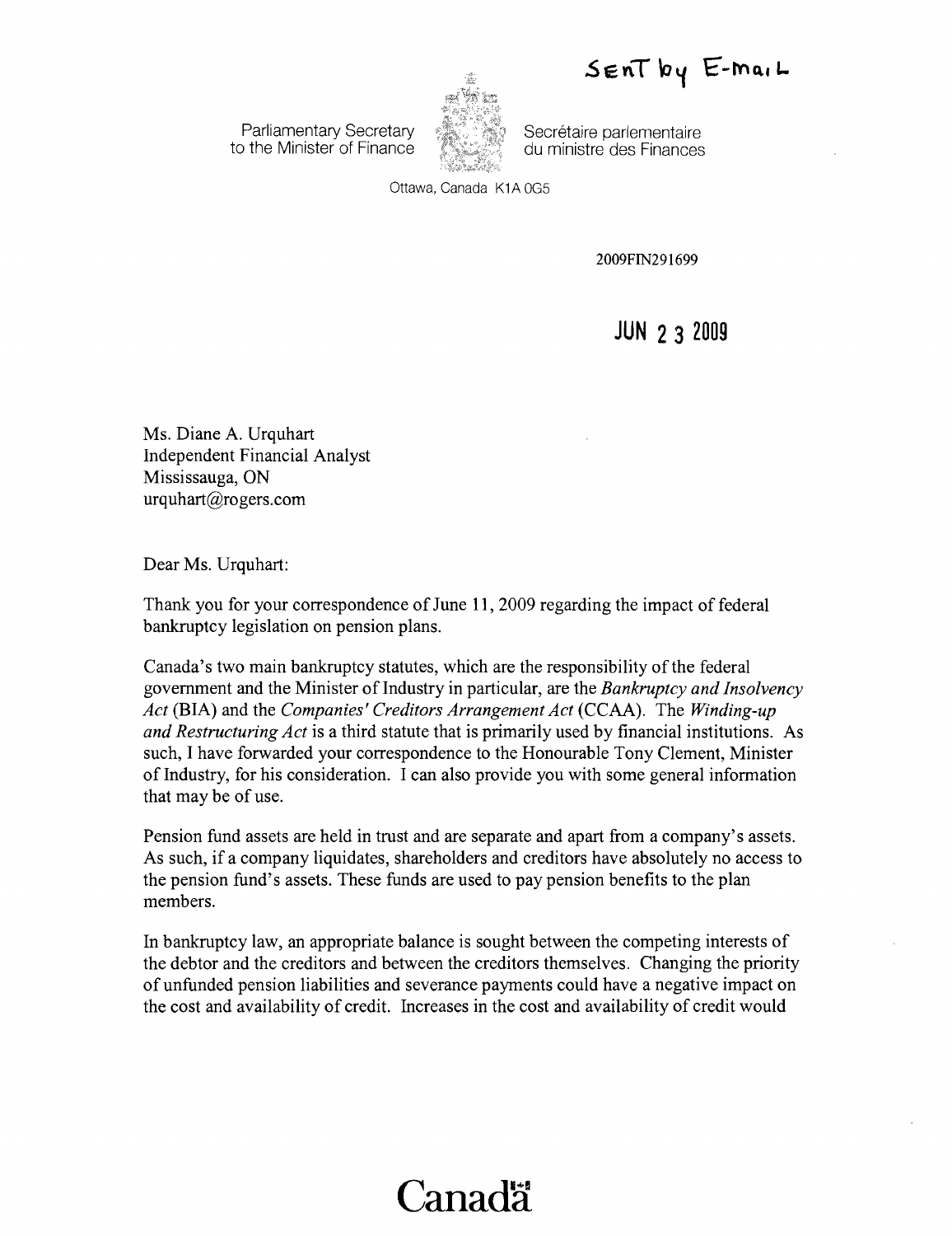SENT by E-MAIL

Parliamentary Secretary to the Minister of Finance

Secrétaire parlementaire du ministre des Finances

Ottawa, Canada K1A 0G5

2009FIN291699

JUN 23 2009

Ms. Diane A. Urquhart
Independent Financial Analyst
Mississauga, ON
urquhart@rogers.com

Dear Ms. Urquhart:

Thank you for your correspondence of June 11, 2009 regarding the impact of federal bankruptcy legislation on pension plans.

Canada's two main bankruptcy statutes, which are the responsibility of the federal government and the Minister of Industry in particular, are the *Bankruptcy and Insolvency Act* (BIA) and the *Companies' Creditors Arrangement Act* (CCAA). The *Winding-up and Restructuring Act* is a third statute that is primarily used by financial institutions. As such, I have forwarded your correspondence to the Honourable Tony Clement, Minister of Industry, for his consideration. I can also provide you with some general information that may be of use.

Pension fund assets are held in trust and are separate and apart from a company's assets. As such, if a company liquidates, shareholders and creditors have absolutely no access to the pension fund's assets. These funds are used to pay pension benefits to the plan members.

In bankruptcy law, an appropriate balance is sought between the competing interests of the debtor and the creditors and between the creditors themselves. Changing the priority of unfunded pension liabilities and severance payments could have a negative impact on the cost and availability of credit. Increases in the cost and availability of credit would

Canada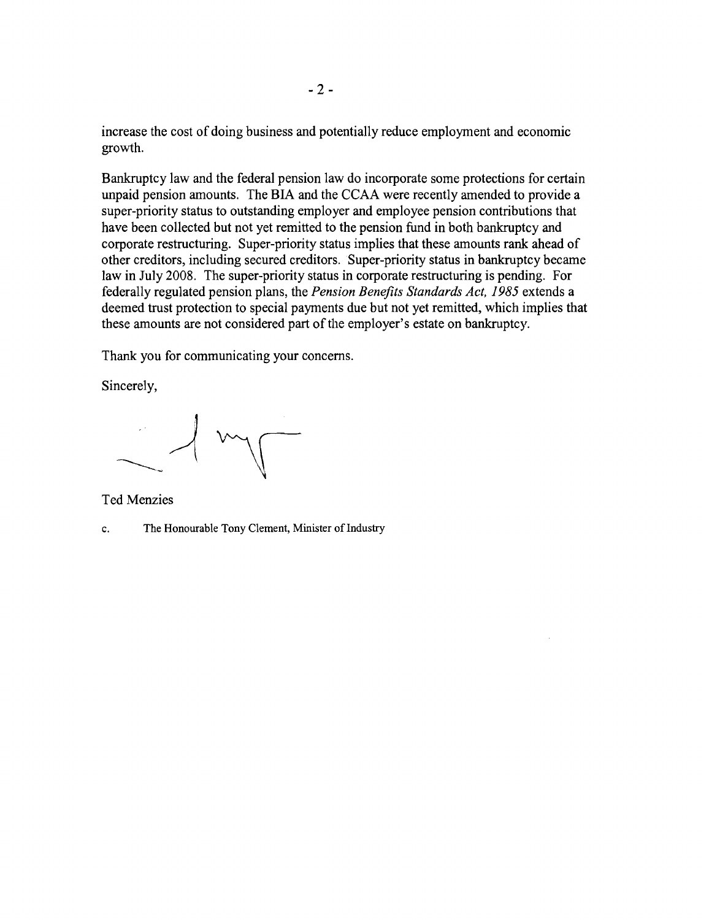increase the cost of doing business and potentially reduce employment and economic growth.

Bankruptcy law and the federal pension law do incorporate some protections for certain unpaid pension amounts. The BIA and the CCAA were recently amended to provide a super-priority status to outstanding employer and employee pension contributions that have been collected but not yet remitted to the pension fund in both bankruptcy and corporate restructuring. Super-priority status implies that these amounts rank ahead of other creditors, including secured creditors. Super-priority status in bankruptcy became law in July 2008. The super-priority status in corporate restructuring is pending. For federally regulated pension plans, the *Pension Benefits Standards Act, 1985* extends a deemed trust protection to special payments due but not yet remitted, which implies that these amounts are not considered part of the employer's estate on bankruptcy.

Thank you for communicating your concerns.

Sincerely,

Ted Menzies

c. The Honourable Tony Clement, Minister of Industry